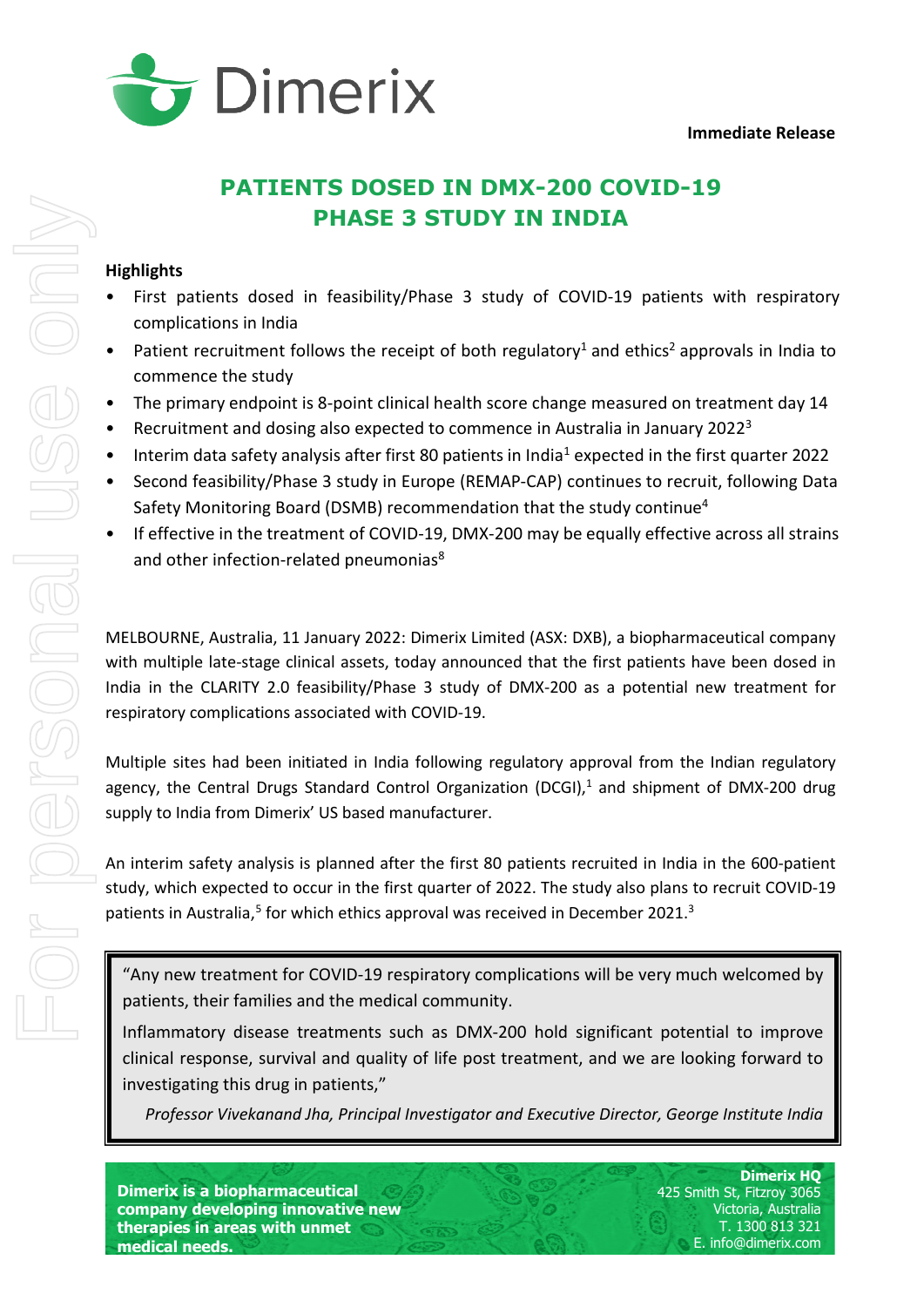Immediate Release

# PATIENTS DOSED IN DMX-200 COVID-19 PHASE 3 STUDY IN INDIA

**Highlights**

- First patients dosed in feasibility/Phase 3 study of COVID-19 patients with respiratory complications in India
- Patient recruitment follows the receipt of both regulatory[1] and ethics[2] approvals in India to commence the study
- The primary endpoint is 8-point clinical health score change measured on treatment day 14
- Recruitment and dosing also expected to commence in Australia in January 2022[3]
- Interim data safety analysis after first 80 patients in India[1] expected in the first quarter 2022
- Second feasibility/Phase 3 study in Europe (REMAP-CAP) continues to recruit, following Data Safety Monitoring Board (DSMB) recommendation that the study continue[4]
- If effective in the treatment of COVID-19, DMX-200 may be equally effective across all strains and other infection-related pneumonias[8]

MELBOURNE, Australia, 11 January 2022: Dimerix Limited (ASX: DXB), a biopharmaceutical company with multiple late-stage clinical assets, today announced that the first patients have been dosed in India in the CLARITY 2.0 feasibility/Phase 3 study of DMX-200 as a potential new treatment for respiratory complications associated with COVID-19.

Multiple sites had been initiated in India following regulatory approval from the Indian regulatory agency, the Central Drugs Standard Control Organization (DCGI),[1] and shipment of DMX-200 drug supply to India from Dimerix' US based manufacturer.

An interim safety analysis is planned after the first 80 patients recruited in India in the 600-patient study, which expected to occur in the first quarter of 2022. The study also plans to recruit COVID-19 patients in Australia,[5] for which ethics approval was received in December 2021.[3]

> "Any new treatment for COVID-19 respiratory complications will be very much welcomed by patients, their families and the medical community.
>
> Inflammatory disease treatments such as DMX-200 hold significant potential to improve clinical response, survival and quality of life post treatment, and we are looking forward to investigating this drug in patients,"
>
> *Professor Vivekanand Jha, Principal Investigator and Executive Director, George Institute India*

**Dimerix is a biopharmaceutical company developing innovative new therapies in areas with unmet medical needs.**

**Dimerix HQ**
425 Smith St, Fitzroy 3065
Victoria, Australia
T. 1300 813 321
E. info@dimerix.com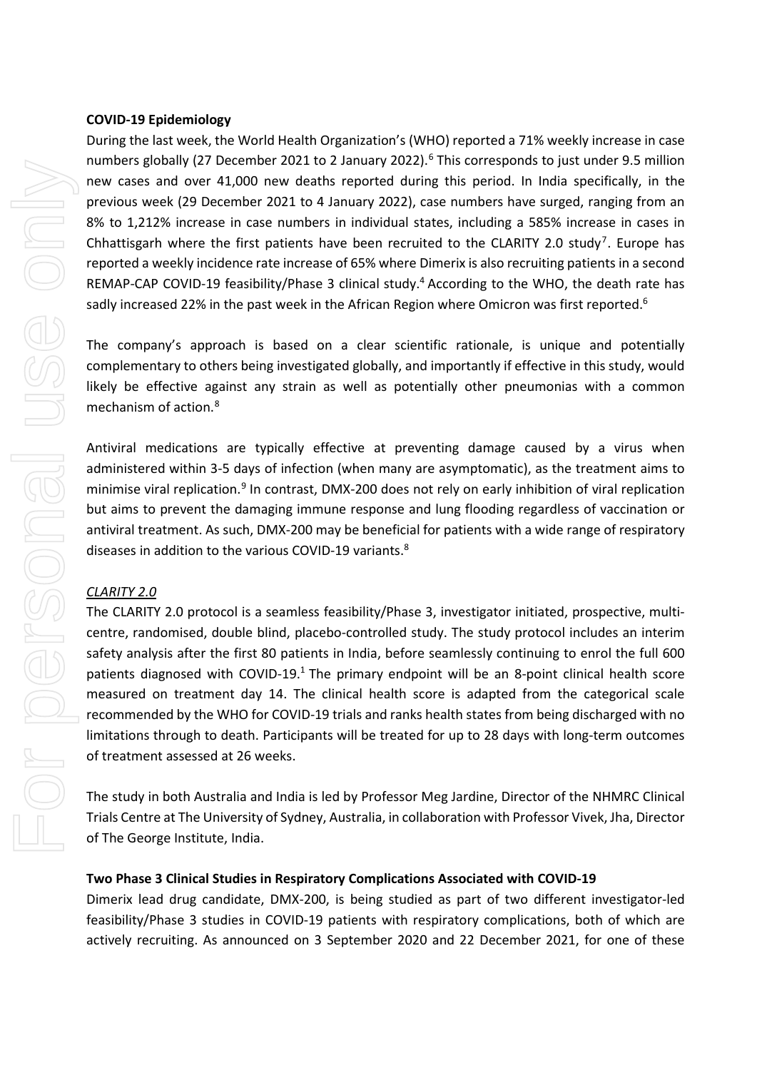**COVID-19 Epidemiology**

During the last week, the World Health Organization's (WHO) reported a 71% weekly increase in case numbers globally (27 December 2021 to 2 January 2022).[6] This corresponds to just under 9.5 million new cases and over 41,000 new deaths reported during this period. In India specifically, in the previous week (29 December 2021 to 4 January 2022), case numbers have surged, ranging from an 8% to 1,212% increase in case numbers in individual states, including a 585% increase in cases in Chhattisgarh where the first patients have been recruited to the CLARITY 2.0 study[7]. Europe has reported a weekly incidence rate increase of 65% where Dimerix is also recruiting patients in a second REMAP-CAP COVID-19 feasibility/Phase 3 clinical study.[4] According to the WHO, the death rate has sadly increased 22% in the past week in the African Region where Omicron was first reported.[6]

The company's approach is based on a clear scientific rationale, is unique and potentially complementary to others being investigated globally, and importantly if effective in this study, would likely be effective against any strain as well as potentially other pneumonias with a common mechanism of action.[8]

Antiviral medications are typically effective at preventing damage caused by a virus when administered within 3-5 days of infection (when many are asymptomatic), as the treatment aims to minimise viral replication.[9] In contrast, DMX-200 does not rely on early inhibition of viral replication but aims to prevent the damaging immune response and lung flooding regardless of vaccination or antiviral treatment. As such, DMX-200 may be beneficial for patients with a wide range of respiratory diseases in addition to the various COVID-19 variants.[8]

*CLARITY 2.0*

The CLARITY 2.0 protocol is a seamless feasibility/Phase 3, investigator initiated, prospective, multi-centre, randomised, double blind, placebo-controlled study. The study protocol includes an interim safety analysis after the first 80 patients in India, before seamlessly continuing to enrol the full 600 patients diagnosed with COVID-19.[1] The primary endpoint will be an 8-point clinical health score measured on treatment day 14. The clinical health score is adapted from the categorical scale recommended by the WHO for COVID-19 trials and ranks health states from being discharged with no limitations through to death. Participants will be treated for up to 28 days with long-term outcomes of treatment assessed at 26 weeks.

The study in both Australia and India is led by Professor Meg Jardine, Director of the NHMRC Clinical Trials Centre at The University of Sydney, Australia, in collaboration with Professor Vivek, Jha, Director of The George Institute, India.

**Two Phase 3 Clinical Studies in Respiratory Complications Associated with COVID-19**

Dimerix lead drug candidate, DMX-200, is being studied as part of two different investigator-led feasibility/Phase 3 studies in COVID-19 patients with respiratory complications, both of which are actively recruiting. As announced on 3 September 2020 and 22 December 2021, for one of these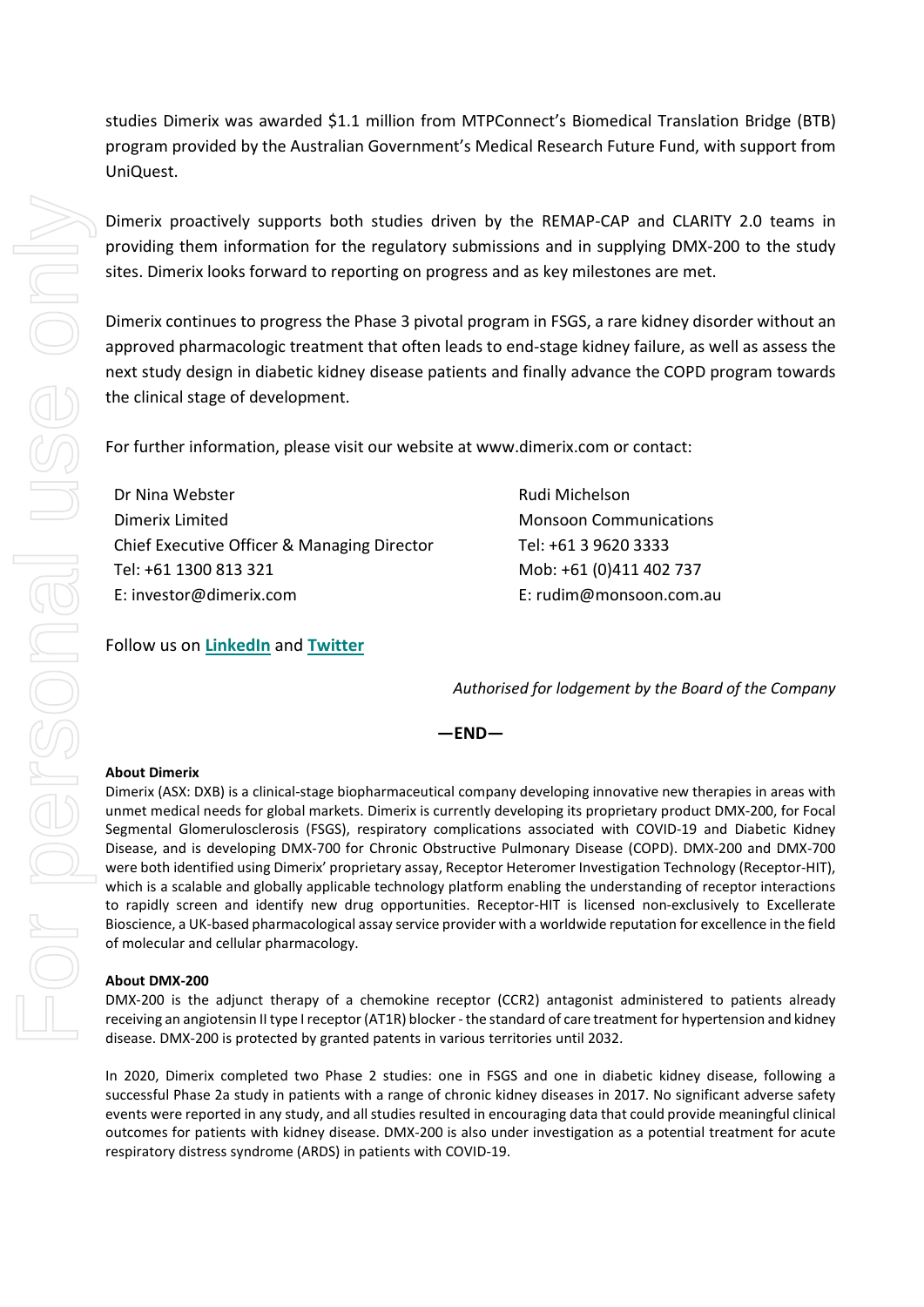studies Dimerix was awarded $1.1 million from MTPConnect's Biomedical Translation Bridge (BTB) program provided by the Australian Government's Medical Research Future Fund, with support from UniQuest.

Dimerix proactively supports both studies driven by the REMAP-CAP and CLARITY 2.0 teams in providing them information for the regulatory submissions and in supplying DMX-200 to the study sites. Dimerix looks forward to reporting on progress and as key milestones are met.

Dimerix continues to progress the Phase 3 pivotal program in FSGS, a rare kidney disorder without an approved pharmacologic treatment that often leads to end-stage kidney failure, as well as assess the next study design in diabetic kidney disease patients and finally advance the COPD program towards the clinical stage of development.

For further information, please visit our website at www.dimerix.com or contact:

Dr Nina Webster
Dimerix Limited
Chief Executive Officer & Managing Director
Tel: +61 1300 813 321
E: investor@dimerix.com

Rudi Michelson
Monsoon Communications
Tel: +61 3 9620 3333
Mob: +61 (0)411 402 737
E: rudim@monsoon.com.au

Follow us on **LinkedIn** and **Twitter**

*Authorised for lodgement by the Board of the Company*

**—END—**

**About Dimerix**

Dimerix (ASX: DXB) is a clinical-stage biopharmaceutical company developing innovative new therapies in areas with unmet medical needs for global markets. Dimerix is currently developing its proprietary product DMX-200, for Focal Segmental Glomerulosclerosis (FSGS), respiratory complications associated with COVID-19 and Diabetic Kidney Disease, and is developing DMX-700 for Chronic Obstructive Pulmonary Disease (COPD). DMX-200 and DMX-700 were both identified using Dimerix' proprietary assay, Receptor Heteromer Investigation Technology (Receptor-HIT), which is a scalable and globally applicable technology platform enabling the understanding of receptor interactions to rapidly screen and identify new drug opportunities. Receptor-HIT is licensed non-exclusively to Excellerate Bioscience, a UK-based pharmacological assay service provider with a worldwide reputation for excellence in the field of molecular and cellular pharmacology.

**About DMX-200**

DMX-200 is the adjunct therapy of a chemokine receptor (CCR2) antagonist administered to patients already receiving an angiotensin II type I receptor (AT1R) blocker - the standard of care treatment for hypertension and kidney disease. DMX-200 is protected by granted patents in various territories until 2032.

In 2020, Dimerix completed two Phase 2 studies: one in FSGS and one in diabetic kidney disease, following a successful Phase 2a study in patients with a range of chronic kidney diseases in 2017. No significant adverse safety events were reported in any study, and all studies resulted in encouraging data that could provide meaningful clinical outcomes for patients with kidney disease. DMX-200 is also under investigation as a potential treatment for acute respiratory distress syndrome (ARDS) in patients with COVID-19.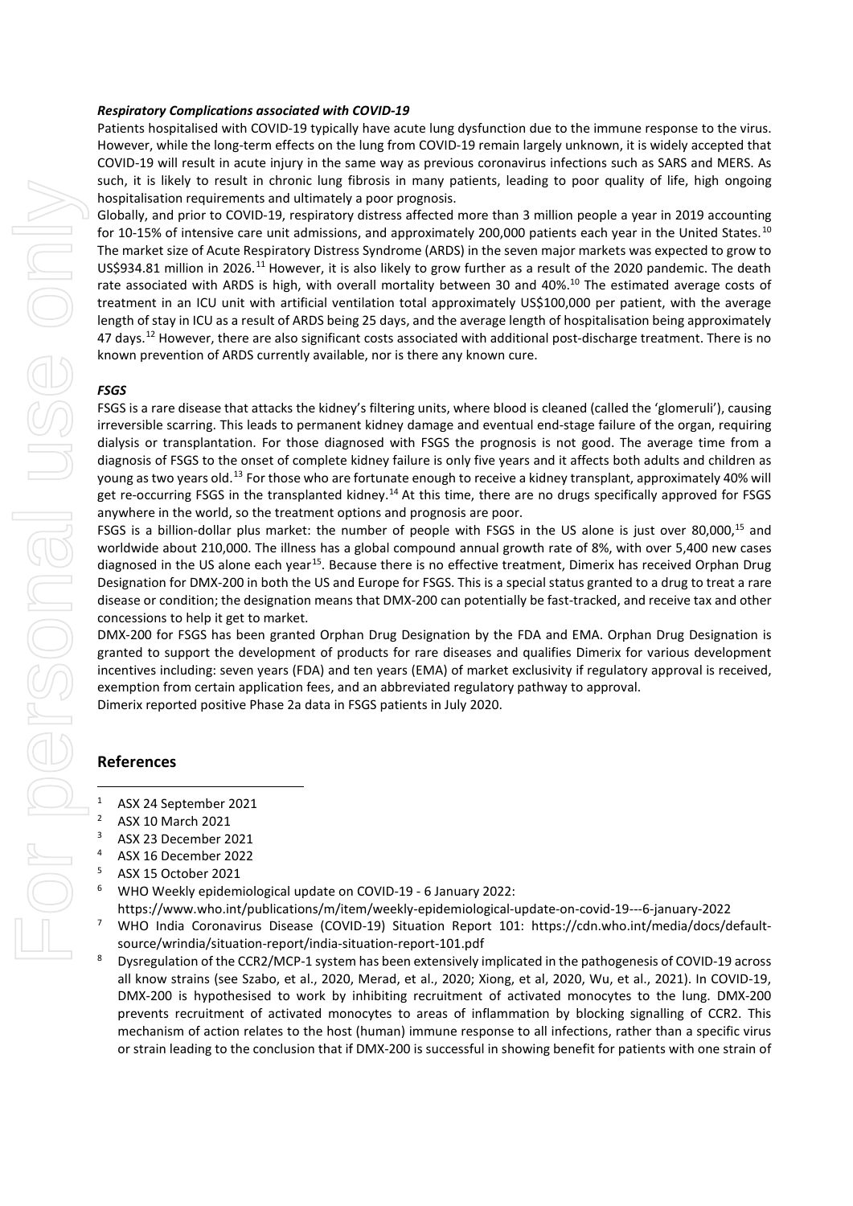***Respiratory Complications associated with COVID-19***

Patients hospitalised with COVID-19 typically have acute lung dysfunction due to the immune response to the virus. However, while the long-term effects on the lung from COVID-19 remain largely unknown, it is widely accepted that COVID-19 will result in acute injury in the same way as previous coronavirus infections such as SARS and MERS. As such, it is likely to result in chronic lung fibrosis in many patients, leading to poor quality of life, high ongoing hospitalisation requirements and ultimately a poor prognosis.

Globally, and prior to COVID-19, respiratory distress affected more than 3 million people a year in 2019 accounting for 10-15% of intensive care unit admissions, and approximately 200,000 patients each year in the United States.[10] The market size of Acute Respiratory Distress Syndrome (ARDS) in the seven major markets was expected to grow to US$934.81 million in 2026.[11] However, it is also likely to grow further as a result of the 2020 pandemic. The death rate associated with ARDS is high, with overall mortality between 30 and 40%.[10] The estimated average costs of treatment in an ICU unit with artificial ventilation total approximately US$100,000 per patient, with the average length of stay in ICU as a result of ARDS being 25 days, and the average length of hospitalisation being approximately 47 days.[12] However, there are also significant costs associated with additional post-discharge treatment. There is no known prevention of ARDS currently available, nor is there any known cure.

***FSGS***

FSGS is a rare disease that attacks the kidney's filtering units, where blood is cleaned (called the 'glomeruli'), causing irreversible scarring. This leads to permanent kidney damage and eventual end-stage failure of the organ, requiring dialysis or transplantation. For those diagnosed with FSGS the prognosis is not good. The average time from a diagnosis of FSGS to the onset of complete kidney failure is only five years and it affects both adults and children as young as two years old.[13] For those who are fortunate enough to receive a kidney transplant, approximately 40% will get re-occurring FSGS in the transplanted kidney.[14] At this time, there are no drugs specifically approved for FSGS anywhere in the world, so the treatment options and prognosis are poor.

FSGS is a billion-dollar plus market: the number of people with FSGS in the US alone is just over 80,000,[15] and worldwide about 210,000. The illness has a global compound annual growth rate of 8%, with over 5,400 new cases diagnosed in the US alone each year[15]. Because there is no effective treatment, Dimerix has received Orphan Drug Designation for DMX-200 in both the US and Europe for FSGS. This is a special status granted to a drug to treat a rare disease or condition; the designation means that DMX-200 can potentially be fast-tracked, and receive tax and other concessions to help it get to market.

DMX-200 for FSGS has been granted Orphan Drug Designation by the FDA and EMA. Orphan Drug Designation is granted to support the development of products for rare diseases and qualifies Dimerix for various development incentives including: seven years (FDA) and ten years (EMA) of market exclusivity if regulatory approval is received, exemption from certain application fees, and an abbreviated regulatory pathway to approval.

Dimerix reported positive Phase 2a data in FSGS patients in July 2020.

## References

1. ASX 24 September 2021
2. ASX 10 March 2021
3. ASX 23 December 2021
4. ASX 16 December 2022
5. ASX 15 October 2021
6. WHO Weekly epidemiological update on COVID-19 - 6 January 2022: https://www.who.int/publications/m/item/weekly-epidemiological-update-on-covid-19---6-january-2022
7. WHO India Coronavirus Disease (COVID-19) Situation Report 101: https://cdn.who.int/media/docs/default-source/wrindia/situation-report/india-situation-report-101.pdf
8. Dysregulation of the CCR2/MCP-1 system has been extensively implicated in the pathogenesis of COVID-19 across all know strains (see Szabo, et al., 2020, Merad, et al., 2020; Xiong, et al, 2020, Wu, et al., 2021). In COVID-19, DMX-200 is hypothesised to work by inhibiting recruitment of activated monocytes to the lung. DMX-200 prevents recruitment of activated monocytes to areas of inflammation by blocking signalling of CCR2. This mechanism of action relates to the host (human) immune response to all infections, rather than a specific virus or strain leading to the conclusion that if DMX-200 is successful in showing benefit for patients with one strain of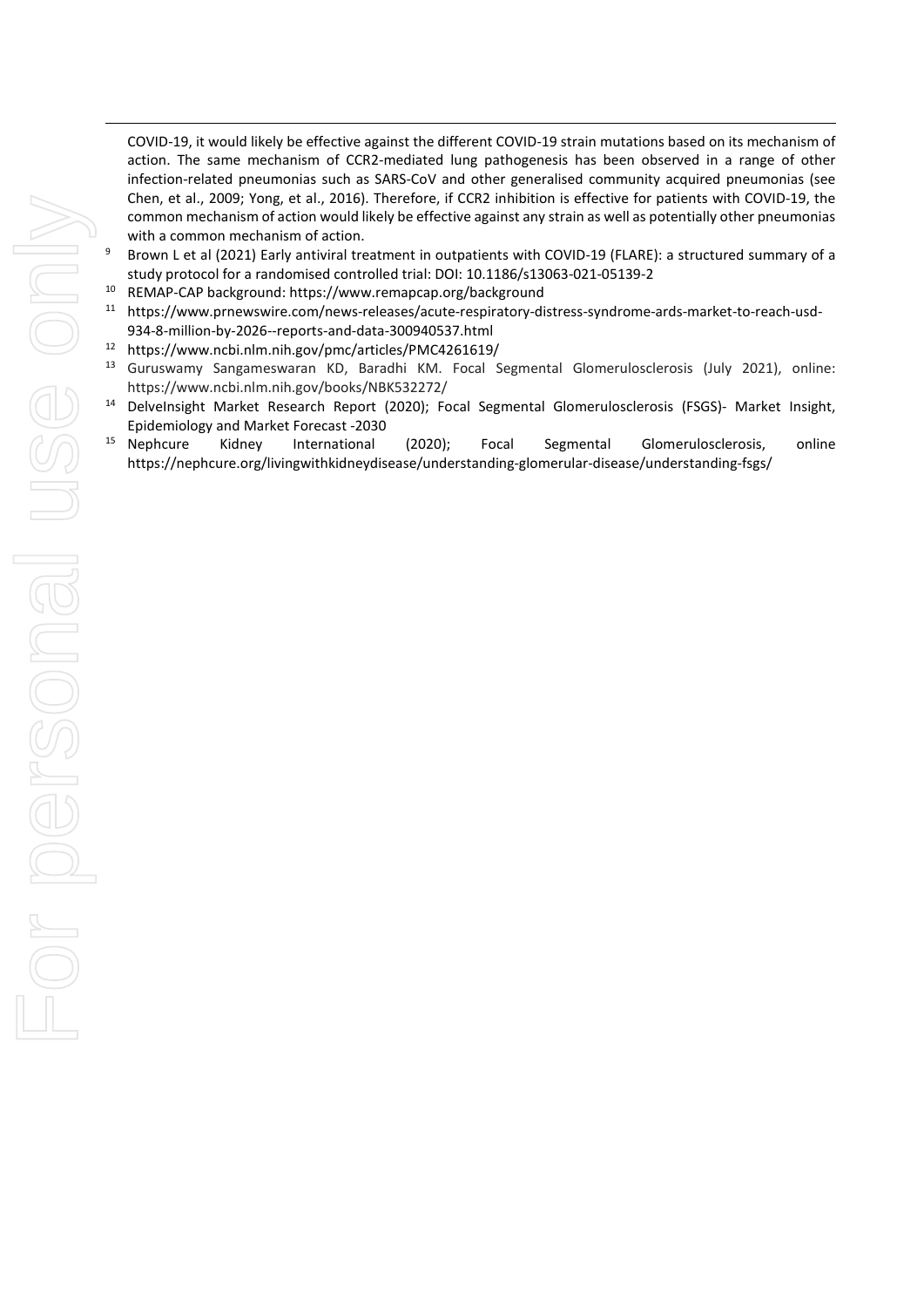COVID-19, it would likely be effective against the different COVID-19 strain mutations based on its mechanism of action. The same mechanism of CCR2-mediated lung pathogenesis has been observed in a range of other infection-related pneumonias such as SARS-CoV and other generalised community acquired pneumonias (see Chen, et al., 2009; Yong, et al., 2016). Therefore, if CCR2 inhibition is effective for patients with COVID-19, the common mechanism of action would likely be effective against any strain as well as potentially other pneumonias with a common mechanism of action.

[9] Brown L et al (2021) Early antiviral treatment in outpatients with COVID-19 (FLARE): a structured summary of a study protocol for a randomised controlled trial: DOI: 10.1186/s13063-021-05139-2

[10] REMAP-CAP background: https://www.remapcap.org/background

[11] https://www.prnewswire.com/news-releases/acute-respiratory-distress-syndrome-ards-market-to-reach-usd-934-8-million-by-2026--reports-and-data-300940537.html

[12] https://www.ncbi.nlm.nih.gov/pmc/articles/PMC4261619/

[13] Guruswamy Sangameswaran KD, Baradhi KM. Focal Segmental Glomerulosclerosis (July 2021), online: https://www.ncbi.nlm.nih.gov/books/NBK532272/

[14] DelveInsight Market Research Report (2020); Focal Segmental Glomerulosclerosis (FSGS)- Market Insight, Epidemiology and Market Forecast -2030

[15] Nephcure Kidney International (2020); Focal Segmental Glomerulosclerosis, online https://nephcure.org/livingwithkidneydisease/understanding-glomerular-disease/understanding-fsgs/